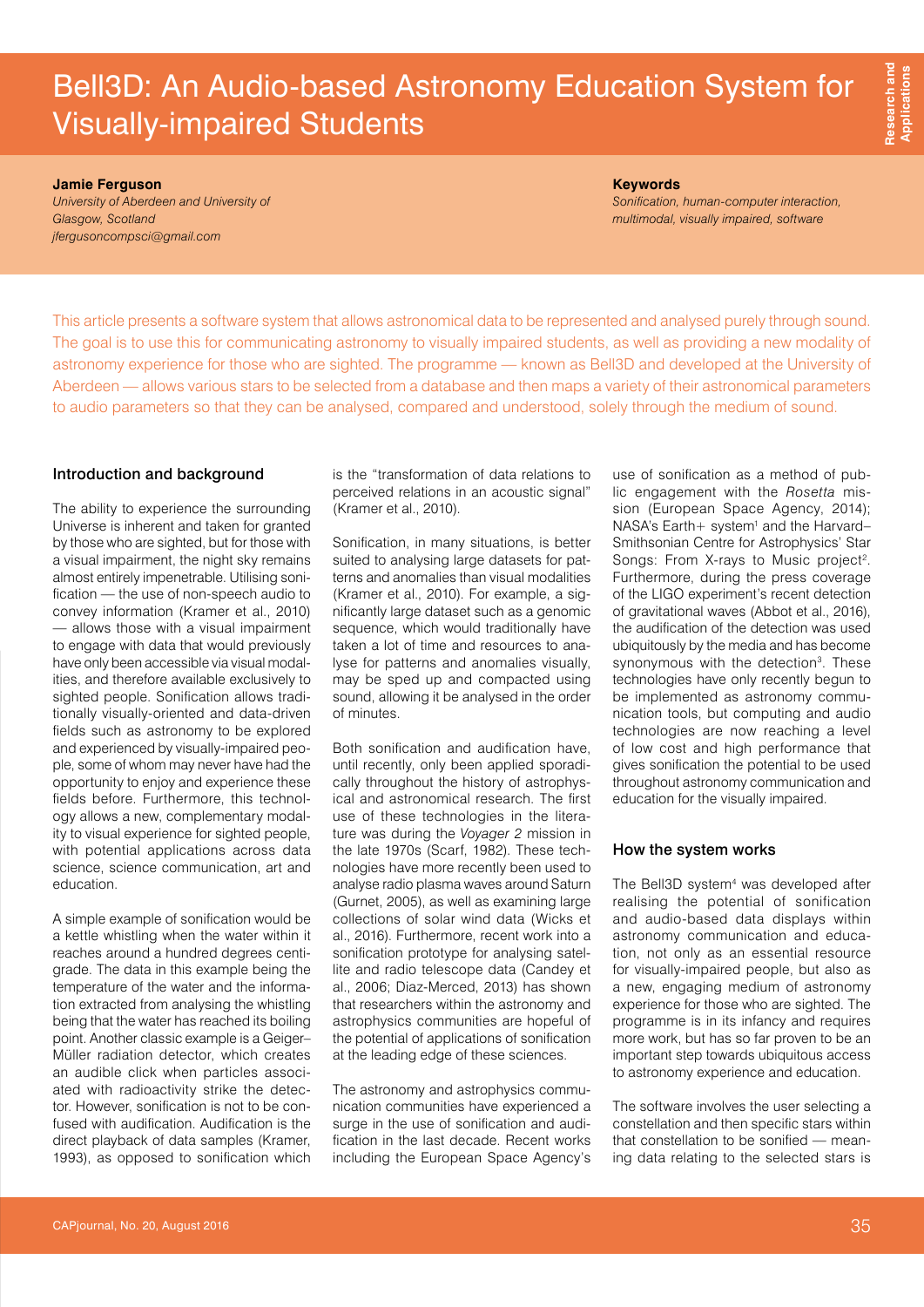# Bell3D: An Audio-based Astronomy Education System for Visually-impaired Students

**Jamie Ferguson**
*University of Aberdeen and University of Glasgow, Scotland*
*jfergusoncompsci@gmail.com*

**Keywords**
*Sonification, human-computer interaction, multimodal, visually impaired, software*

This article presents a software system that allows astronomical data to be represented and analysed purely through sound. The goal is to use this for communicating astronomy to visually impaired students, as well as providing a new modality of astronomy experience for those who are sighted. The programme — known as Bell3D and developed at the University of Aberdeen — allows various stars to be selected from a database and then maps a variety of their astronomical parameters to audio parameters so that they can be analysed, compared and understood, solely through the medium of sound.

## Introduction and background

The ability to experience the surrounding Universe is inherent and taken for granted by those who are sighted, but for those with a visual impairment, the night sky remains almost entirely impenetrable. Utilising sonification — the use of non-speech audio to convey information (Kramer et al., 2010) — allows those with a visual impairment to engage with data that would previously have only been accessible via visual modalities, and therefore available exclusively to sighted people. Sonification allows traditionally visually-oriented and data-driven fields such as astronomy to be explored and experienced by visually-impaired people, some of whom may never have had the opportunity to enjoy and experience these fields before. Furthermore, this technology allows a new, complementary modality to visual experience for sighted people, with potential applications across data science, science communication, art and education.

A simple example of sonification would be a kettle whistling when the water within it reaches around a hundred degrees centigrade. The data in this example being the temperature of the water and the information extracted from analysing the whistling being that the water has reached its boiling point. Another classic example is a Geiger–Müller radiation detector, which creates an audible click when particles associated with radioactivity strike the detector. However, sonification is not to be confused with audification. Audification is the direct playback of data samples (Kramer, 1993), as opposed to sonification which is the "transformation of data relations to perceived relations in an acoustic signal" (Kramer et al., 2010).

Sonification, in many situations, is better suited to analysing large datasets for patterns and anomalies than visual modalities (Kramer et al., 2010). For example, a significantly large dataset such as a genomic sequence, which would traditionally have taken a lot of time and resources to analyse for patterns and anomalies visually, may be sped up and compacted using sound, allowing it be analysed in the order of minutes.

Both sonification and audification have, until recently, only been applied sporadically throughout the history of astrophysical and astronomical research. The first use of these technologies in the literature was during the *Voyager 2* mission in the late 1970s (Scarf, 1982). These technologies have more recently been used to analyse radio plasma waves around Saturn (Gurnet, 2005), as well as examining large collections of solar wind data (Wicks et al., 2016). Furthermore, recent work into a sonification prototype for analysing satellite and radio telescope data (Candey et al., 2006; Diaz-Merced, 2013) has shown that researchers within the astronomy and astrophysics communities are hopeful of the potential of applications of sonification at the leading edge of these sciences.

The astronomy and astrophysics communication communities have experienced a surge in the use of sonification and audification in the last decade. Recent works including the European Space Agency's use of sonification as a method of public engagement with the *Rosetta* mission (European Space Agency, 2014); NASA's Earth+ system[1] and the Harvard–Smithsonian Centre for Astrophysics' Star Songs: From X-rays to Music project[2]. Furthermore, during the press coverage of the LIGO experiment's recent detection of gravitational waves (Abbot et al., 2016), the audification of the detection was used ubiquitously by the media and has become synonymous with the detection[3]. These technologies have only recently begun to be implemented as astronomy communication tools, but computing and audio technologies are now reaching a level of low cost and high performance that gives sonification the potential to be used throughout astronomy communication and education for the visually impaired.

## How the system works

The Bell3D system[4] was developed after realising the potential of sonification and audio-based data displays within astronomy communication and education, not only as an essential resource for visually-impaired people, but also as a new, engaging medium of astronomy experience for those who are sighted. The programme is in its infancy and requires more work, but has so far proven to be an important step towards ubiquitous access to astronomy experience and education.

The software involves the user selecting a constellation and then specific stars within that constellation to be sonified — meaning data relating to the selected stars is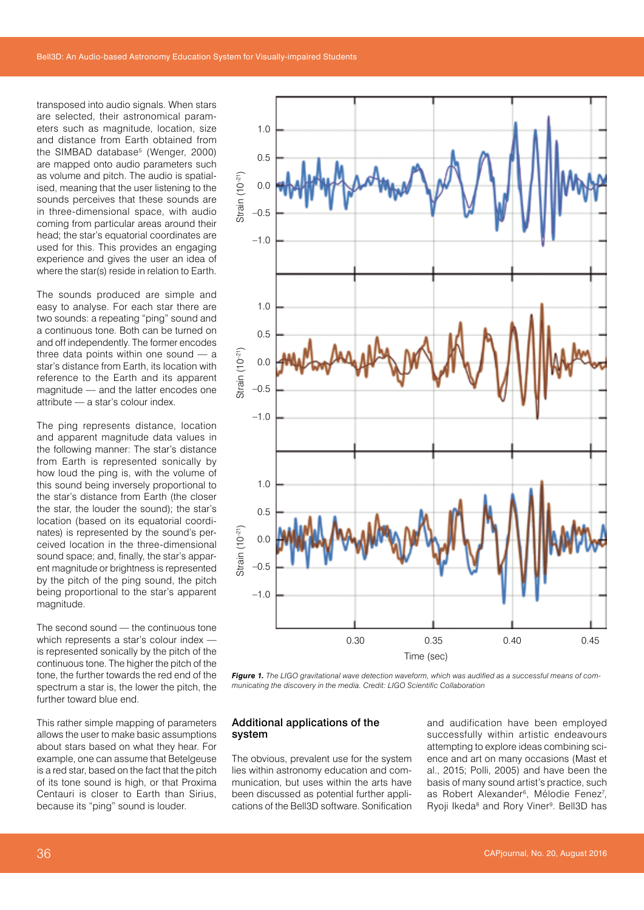transposed into audio signals. When stars are selected, their astronomical parameters such as magnitude, location, size and distance from Earth obtained from the SIMBAD database[5] (Wenger, 2000) are mapped onto audio parameters such as volume and pitch. The audio is spatialised, meaning that the user listening to the sounds perceives that these sounds are in three-dimensional space, with audio coming from particular areas around their head; the star's equatorial coordinates are used for this. This provides an engaging experience and gives the user an idea of where the star(s) reside in relation to Earth.

The sounds produced are simple and easy to analyse. For each star there are two sounds: a repeating "ping" sound and a continuous tone. Both can be turned on and off independently. The former encodes three data points within one sound — a star's distance from Earth, its location with reference to the Earth and its apparent magnitude — and the latter encodes one attribute — a star's colour index.

The ping represents distance, location and apparent magnitude data values in the following manner: The star's distance from Earth is represented sonically by how loud the ping is, with the volume of this sound being inversely proportional to the star's distance from Earth (the closer the star, the louder the sound); the star's location (based on its equatorial coordinates) is represented by the sound's perceived location in the three-dimensional sound space; and, finally, the star's apparent magnitude or brightness is represented by the pitch of the ping sound, the pitch being proportional to the star's apparent magnitude.

The second sound — the continuous tone which represents a star's colour index — is represented sonically by the pitch of the continuous tone. The higher the pitch of the tone, the further towards the red end of the spectrum a star is, the lower the pitch, the further toward blue end.

This rather simple mapping of parameters allows the user to make basic assumptions about stars based on what they hear. For example, one can assume that Betelgeuse is a red star, based on the fact that the pitch of its tone sound is high, or that Proxima Centauri is closer to Earth than Sirius, because its "ping" sound is louder.

*Figure 1. The LIGO gravitational wave detection waveform, which was audified as a successful means of communicating the discovery in the media. Credit: LIGO Scientific Collaboration*

## Additional applications of the system

The obvious, prevalent use for the system lies within astronomy education and communication, but uses within the arts have been discussed as potential further applications of the Bell3D software. Sonification and audification have been employed successfully within artistic endeavours attempting to explore ideas combining science and art on many occasions (Mast et al., 2015; Polli, 2005) and have been the basis of many sound artist's practice, such as Robert Alexander[6], Mélodie Fenez[7], Ryoji Ikeda[8] and Rory Viner[9]. Bell3D has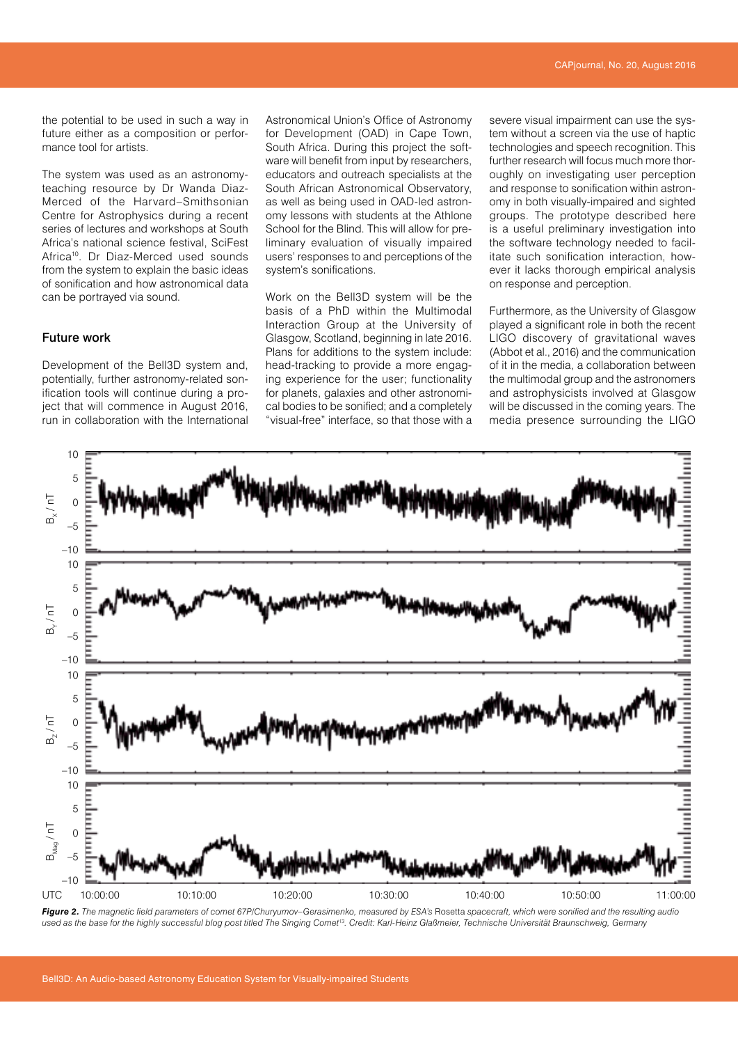the potential to be used in such a way in future either as a composition or performance tool for artists.

The system was used as an astronomy-teaching resource by Dr Wanda Diaz-Merced of the Harvard–Smithsonian Centre for Astrophysics during a recent series of lectures and workshops at South Africa's national science festival, SciFest Africa[10]. Dr Diaz-Merced used sounds from the system to explain the basic ideas of sonification and how astronomical data can be portrayed via sound.

### Future work

Development of the Bell3D system and, potentially, further astronomy-related sonification tools will continue during a project that will commence in August 2016, run in collaboration with the International Astronomical Union's Office of Astronomy for Development (OAD) in Cape Town, South Africa. During this project the software will benefit from input by researchers, educators and outreach specialists at the South African Astronomical Observatory, as well as being used in OAD-led astronomy lessons with students at the Athlone School for the Blind. This will allow for preliminary evaluation of visually impaired users' responses to and perceptions of the system's sonifications.

Work on the Bell3D system will be the basis of a PhD within the Multimodal Interaction Group at the University of Glasgow, Scotland, beginning in late 2016. Plans for additions to the system include: head-tracking to provide a more engaging experience for the user; functionality for planets, galaxies and other astronomical bodies to be sonified; and a completely "visual-free" interface, so that those with a severe visual impairment can use the system without a screen via the use of haptic technologies and speech recognition. This further research will focus much more thoroughly on investigating user perception and response to sonification within astronomy in both visually-impaired and sighted groups. The prototype described here is a useful preliminary investigation into the software technology needed to facilitate such sonification interaction, however it lacks thorough empirical analysis on response and perception.

Furthermore, as the University of Glasgow played a significant role in both the recent LIGO discovery of gravitational waves (Abbot et al., 2016) and the communication of it in the media, a collaboration between the multimodal group and the astronomers and astrophysicists involved at Glasgow will be discussed in the coming years. The media presence surrounding the LIGO

*Figure 2. The magnetic field parameters of comet 67P/Churyumov–Gerasimenko, measured by ESA's* Rosetta *spacecraft, which were sonified and the resulting audio used as the base for the highly successful blog post titled The Singing Comet[13]. Credit: Karl-Heinz Glaßmeier, Technische Universität Braunschweig, Germany*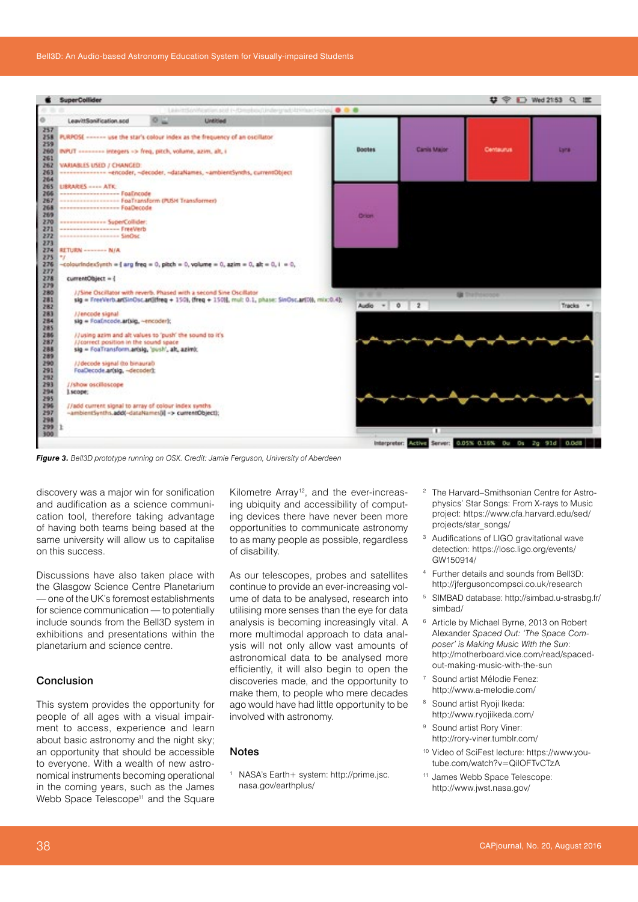*Figure 3. Bell3D prototype running on OSX. Credit: Jamie Ferguson, University of Aberdeen*

discovery was a major win for sonification and audification as a science communication tool, therefore taking advantage of having both teams being based at the same university will allow us to capitalise on this success.

Discussions have also taken place with the Glasgow Science Centre Planetarium — one of the UK's foremost establishments for science communication — to potentially include sounds from the Bell3D system in exhibitions and presentations within the planetarium and science centre.

## Conclusion

This system provides the opportunity for people of all ages with a visual impairment to access, experience and learn about basic astronomy and the night sky; an opportunity that should be accessible to everyone. With a wealth of new astronomical instruments becoming operational in the coming years, such as the James Webb Space Telescope[11] and the Square Kilometre Array[12], and the ever-increasing ubiquity and accessibility of computing devices there have never been more opportunities to communicate astronomy to as many people as possible, regardless of disability.

As our telescopes, probes and satellites continue to provide an ever-increasing volume of data to be analysed, research into utilising more senses than the eye for data analysis is becoming increasingly vital. A more multimodal approach to data analysis will not only allow vast amounts of astronomical data to be analysed more efficiently, it will also begin to open the discoveries made, and the opportunity to make them, to people who mere decades ago would have had little opportunity to be involved with astronomy.

## Notes

1. NASA's Earth+ system: http://prime.jsc.nasa.gov/earthplus/
2. The Harvard–Smithsonian Centre for Astrophysics' Star Songs: From X-rays to Music project: https://www.cfa.harvard.edu/sed/projects/star_songs/
3. Audifications of LIGO gravitational wave detection: https://losc.ligo.org/events/GW150914/
4. Further details and sounds from Bell3D: http://jfergusoncompsci.co.uk/research
5. SIMBAD database: http://simbad.u-strasbg.fr/simbad/
6. Article by Michael Byrne, 2013 on Robert Alexander *Spaced Out: 'The Space Composer' is Making Music With the Sun*: http://motherboard.vice.com/read/spaced-out-making-music-with-the-sun
7. Sound artist Mélodie Fenez: http://www.a-melodie.com/
8. Sound artist Ryoji Ikeda: http://www.ryojiikeda.com/
9. Sound artist Rory Viner: http://rory-viner.tumblr.com/
10. Video of SciFest lecture: https://www.youtube.com/watch?v=QilOFTvCTzA
11. James Webb Space Telescope: http://www.jwst.nasa.gov/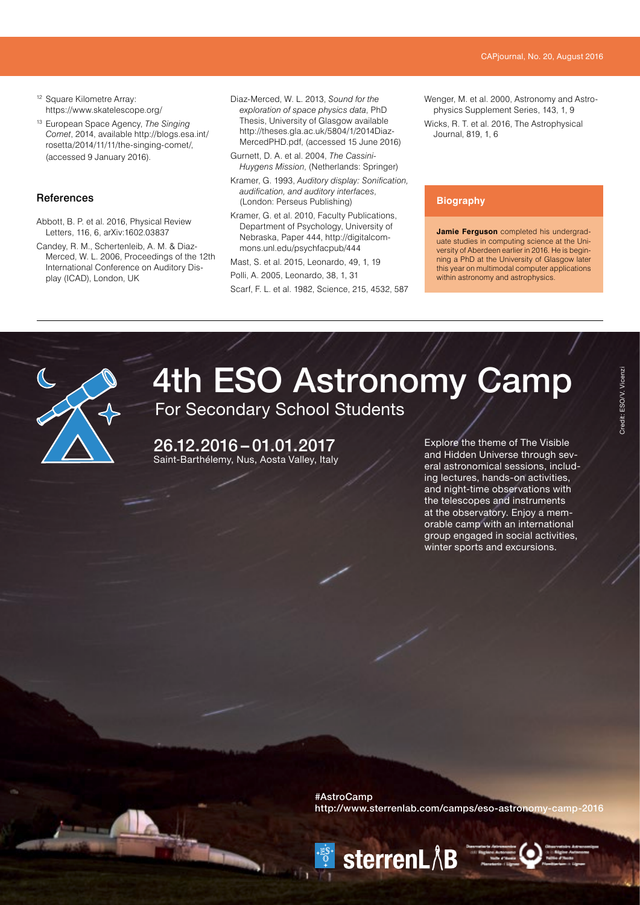[12] Square Kilometre Array: https://www.skatelescope.org/

[13] European Space Agency, *The Singing Comet*, 2014, available http://blogs.esa.int/rosetta/2014/11/11/the-singing-comet/, (accessed 9 January 2016).

## References

Abbott, B. P. et al. 2016, Physical Review Letters, 116, 6, arXiv:1602.03837

Candey, R. M., Schertenleib, A. M. & Diaz-Merced, W. L. 2006, Proceedings of the 12th International Conference on Auditory Display (ICAD), London, UK

Diaz-Merced, W. L. 2013, *Sound for the exploration of space physics data*, PhD Thesis, University of Glasgow available http://theses.gla.ac.uk/5804/1/2014Diaz-MercedPHD.pdf, (accessed 15 June 2016)

Gurnett, D. A. et al. 2004, *The Cassini-Huygens Mission*, (Netherlands: Springer)

Kramer, G. 1993, *Auditory display: Sonification, audification, and auditory interfaces*, (London: Perseus Publishing)

Kramer, G. et al. 2010, Faculty Publications, Department of Psychology, University of Nebraska, Paper 444, http://digitalcommons.unl.edu/psychfacpub/444

Mast, S. et al. 2015, Leonardo, 49, 1, 19

Polli, A. 2005, Leonardo, 38, 1, 31

Scarf, F. L. et al. 1982, Science, 215, 4532, 587

Wenger, M. et al. 2000, Astronomy and Astrophysics Supplement Series, 143, 1, 9

Wicks, R. T. et al. 2016, The Astrophysical Journal, 819, 1, 6

### Biography

**Jamie Ferguson** completed his undergraduate studies in computing science at the University of Aberdeen earlier in 2016. He is beginning a PhD at the University of Glasgow later this year on multimodal computer applications within astronomy and astrophysics.

# 4th ESO Astronomy Camp

For Secondary School Students

**26.12.2016 – 01.01.2017**
Saint-Barthélemy, Nus, Aosta Valley, Italy

Explore the theme of The Visible and Hidden Universe through several astronomical sessions, including lectures, hands-on activities, and night-time observations with the telescopes and instruments at the observatory. Enjoy a memorable camp with an international group engaged in social activities, winter sports and excursions.

#AstroCamp
http://www.sterrenlab.com/camps/eso-astronomy-camp-2016

Credit: ESO/V. Vicenzi